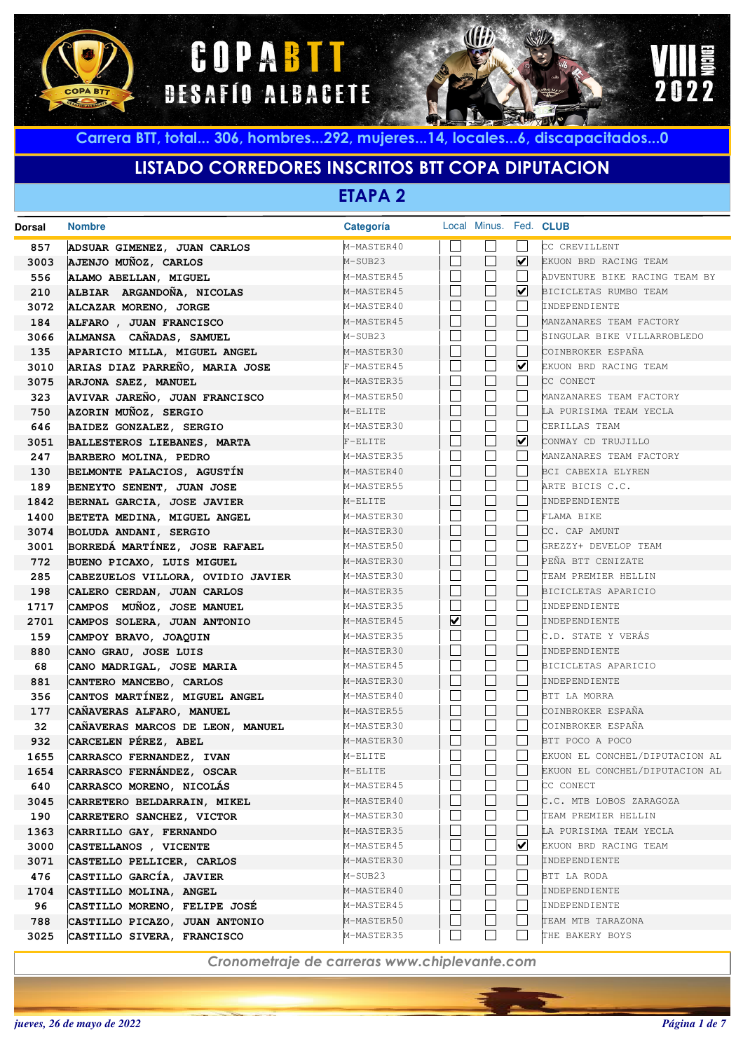# COPA BTT DESAFÍO ALBACETE

VIII EDICIÓN 2022

Carrera BTT, total... 306, hombres...292, mujeres...14, locales...6, discapacitados...0

## LISTADO CORREDORES INSCRITOS BTT COPA DIPUTACION

### ETAPA 2

| Dorsal | Nombre | Categoría | Local | Minus. | Fed. | CLUB |
|---|---|---|---|---|---|---|
| 857 | ADSUAR GIMENEZ, JUAN CARLOS | M-MASTER40 | ☐ | ☐ | ☐ | CC CREVILLENT |
| 3003 | AJENJO MUÑOZ, CARLOS | M-SUB23 | ☐ | ☐ | ☑ | EKUON BRD RACING TEAM |
| 556 | ALAMO ABELLAN, MIGUEL | M-MASTER45 | ☐ | ☐ | ☐ | ADVENTURE BIKE RACING TEAM BY |
| 210 | ALBIAR ARGANDOÑA, NICOLAS | M-MASTER45 | ☐ | ☐ | ☑ | BICICLETAS RUMBO TEAM |
| 3072 | ALCAZAR MORENO, JORGE | M-MASTER40 | ☐ | ☐ | ☐ | INDEPENDIENTE |
| 184 | ALFARO , JUAN FRANCISCO | M-MASTER45 | ☐ | ☐ | ☐ | MANZANARES TEAM FACTORY |
| 3066 | ALMANSA CAÑADAS, SAMUEL | M-SUB23 | ☐ | ☐ | ☐ | SINGULAR BIKE VILLARROBLEDO |
| 135 | APARICIO MILLA, MIGUEL ANGEL | M-MASTER30 | ☐ | ☐ | ☐ | COINBROKER ESPAÑA |
| 3010 | ARIAS DIAZ PARREÑO, MARIA JOSE | F-MASTER45 | ☐ | ☐ | ☑ | EKUON BRD RACING TEAM |
| 3075 | ARJONA SAEZ, MANUEL | M-MASTER35 | ☐ | ☐ | ☐ | CC CONECT |
| 323 | AVIVAR JAREÑO, JUAN FRANCISCO | M-MASTER50 | ☐ | ☐ | ☐ | MANZANARES TEAM FACTORY |
| 750 | AZORIN MUÑOZ, SERGIO | M-ELITE | ☐ | ☐ | ☐ | LA PURISIMA TEAM YECLA |
| 646 | BAIDEZ GONZALEZ, SERGIO | M-MASTER30 | ☐ | ☐ | ☐ | CERILLAS TEAM |
| 3051 | BALLESTEROS LIEBANES, MARTA | F-ELITE | ☐ | ☐ | ☑ | CONWAY CD TRUJILLO |
| 247 | BARBERO MOLINA, PEDRO | M-MASTER35 | ☐ | ☐ | ☐ | MANZANARES TEAM FACTORY |
| 130 | BELMONTE PALACIOS, AGUSTÍN | M-MASTER40 | ☐ | ☐ | ☐ | BCI CABEXIA ELYREN |
| 189 | BENEYTO SENENT, JUAN JOSE | M-MASTER55 | ☐ | ☐ | ☐ | ARTE BICIS C.C. |
| 1842 | BERNAL GARCIA, JOSE JAVIER | M-ELITE | ☐ | ☐ | ☐ | INDEPENDIENTE |
| 1400 | BETETA MEDINA, MIGUEL ANGEL | M-MASTER30 | ☐ | ☐ | ☐ | FLAMA BIKE |
| 3074 | BOLUDA ANDANI, SERGIO | M-MASTER30 | ☐ | ☐ | ☐ | CC. CAP AMUNT |
| 3001 | BORREDÁ MARTÍNEZ, JOSE RAFAEL | M-MASTER50 | ☐ | ☐ | ☐ | GREZZY+ DEVELOP TEAM |
| 772 | BUENO PICAXO, LUIS MIGUEL | M-MASTER30 | ☐ | ☐ | ☐ | PEÑA BTT CENIZATE |
| 285 | CABEZUELOS VILLORA, OVIDIO JAVIER | M-MASTER30 | ☐ | ☐ | ☐ | TEAM PREMIER HELLIN |
| 198 | CALERO CERDAN, JUAN CARLOS | M-MASTER35 | ☐ | ☐ | ☐ | BICICLETAS APARICIO |
| 1717 | CAMPOS MUÑOZ, JOSE MANUEL | M-MASTER35 | ☐ | ☐ | ☐ | INDEPENDIENTE |
| 2701 | CAMPOS SOLERA, JUAN ANTONIO | M-MASTER45 | ☑ | ☐ | ☐ | INDEPENDIENTE |
| 159 | CAMPOY BRAVO, JOAQUIN | M-MASTER35 | ☐ | ☐ | ☐ | C.D. STATE Y VERÁS |
| 880 | CANO GRAU, JOSE LUIS | M-MASTER30 | ☐ | ☐ | ☐ | INDEPENDIENTE |
| 68 | CANO MADRIGAL, JOSE MARIA | M-MASTER45 | ☐ | ☐ | ☐ | BICICLETAS APARICIO |
| 881 | CANTERO MANCEBO, CARLOS | M-MASTER30 | ☐ | ☐ | ☐ | INDEPENDIENTE |
| 356 | CANTOS MARTÍNEZ, MIGUEL ANGEL | M-MASTER40 | ☐ | ☐ | ☐ | BTT LA MORRA |
| 177 | CAÑAVERAS ALFARO, MANUEL | M-MASTER55 | ☐ | ☐ | ☐ | COINBROKER ESPAÑA |
| 32 | CAÑAVERAS MARCOS DE LEON, MANUEL | M-MASTER30 | ☐ | ☐ | ☐ | COINBROKER ESPAÑA |
| 932 | CARCELEN PÉREZ, ABEL | M-MASTER30 | ☐ | ☐ | ☐ | BTT POCO A POCO |
| 1655 | CARRASCO FERNANDEZ, IVAN | M-ELITE | ☐ | ☐ | ☐ | EKUON EL CONCHEL/DIPUTACION AL |
| 1654 | CARRASCO FERNÁNDEZ, OSCAR | M-ELITE | ☐ | ☐ | ☐ | EKUON EL CONCHEL/DIPUTACION AL |
| 640 | CARRASCO MORENO, NICOLÁS | M-MASTER45 | ☐ | ☐ | ☐ | CC CONECT |
| 3045 | CARRETERO BELDARRAIN, MIKEL | M-MASTER40 | ☐ | ☐ | ☐ | C.C. MTB LOBOS ZARAGOZA |
| 190 | CARRETERO SANCHEZ, VICTOR | M-MASTER30 | ☐ | ☐ | ☐ | TEAM PREMIER HELLIN |
| 1363 | CARRILLO GAY, FERNANDO | M-MASTER35 | ☐ | ☐ | ☐ | LA PURISIMA TEAM YECLA |
| 3000 | CASTELLANOS , VICENTE | M-MASTER45 | ☐ | ☐ | ☑ | EKUON BRD RACING TEAM |
| 3071 | CASTELLO PELLICER, CARLOS | M-MASTER30 | ☐ | ☐ | ☐ | INDEPENDIENTE |
| 476 | CASTILLO GARCÍA, JAVIER | M-SUB23 | ☐ | ☐ | ☐ | BTT LA RODA |
| 1704 | CASTILLO MOLINA, ANGEL | M-MASTER40 | ☐ | ☐ | ☐ | INDEPENDIENTE |
| 96 | CASTILLO MORENO, FELIPE JOSÉ | M-MASTER45 | ☐ | ☐ | ☐ | INDEPENDIENTE |
| 788 | CASTILLO PICAZO, JUAN ANTONIO | M-MASTER50 | ☐ | ☐ | ☐ | TEAM MTB TARAZONA |
| 3025 | CASTILLO SIVERA, FRANCISCO | M-MASTER35 | ☐ | ☐ | ☐ | THE BAKERY BOYS |

*Cronometraje de carreras www.chiplevante.com*

*jueves, 26 de mayo de 2022*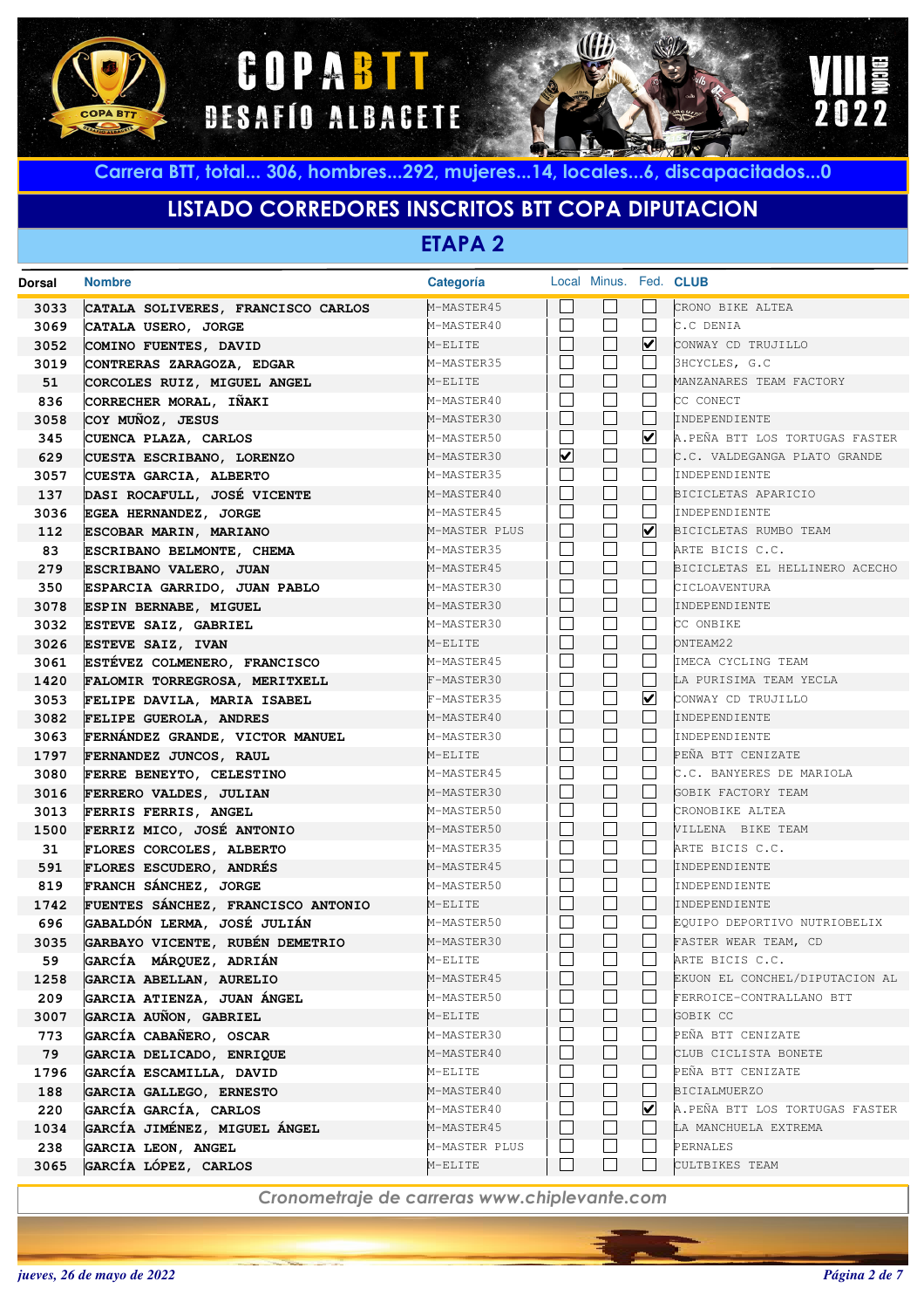# COPA BTT DESAFÍO ALBACETE

VIII EDICIÓN 2022

**Carrera BTT, total... 306, hombres...292, mujeres...14, locales...6, discapacitados...0**

## LISTADO CORREDORES INSCRITOS BTT COPA DIPUTACION

### ETAPA 2

| Dorsal | Nombre | Categoría | Local | Minus. | Fed. | CLUB |
|---|---|---|---|---|---|---|
| 3033 | CATALA SOLIVERES, FRANCISCO CARLOS | M-MASTER45 | ☐ | ☐ | ☐ | CRONO BIKE ALTEA |
| 3069 | CATALA USERO, JORGE | M-MASTER40 | ☐ | ☐ | ☐ | C.C DENIA |
| 3052 | COMINO FUENTES, DAVID | M-ELITE | ☐ | ☐ | ☑ | CONWAY CD TRUJILLO |
| 3019 | CONTRERAS ZARAGOZA, EDGAR | M-MASTER35 | ☐ | ☐ | ☐ | 3HCYCLES, G.C |
| 51 | CORCOLES RUIZ, MIGUEL ANGEL | M-ELITE | ☐ | ☐ | ☐ | MANZANARES TEAM FACTORY |
| 836 | CORRECHER MORAL, IÑAKI | M-MASTER40 | ☐ | ☐ | ☐ | CC CONECT |
| 3058 | COY MUÑOZ, JESUS | M-MASTER30 | ☐ | ☐ | ☐ | INDEPENDIENTE |
| 345 | CUENCA PLAZA, CARLOS | M-MASTER50 | ☐ | ☐ | ☑ | A.PEÑA BTT LOS TORTUGAS FASTER |
| 629 | CUESTA ESCRIBANO, LORENZO | M-MASTER30 | ☑ | ☐ | ☐ | C.C. VALDEGANGA PLATO GRANDE |
| 3057 | CUESTA GARCIA, ALBERTO | M-MASTER35 | ☐ | ☐ | ☐ | INDEPENDIENTE |
| 137 | DASI ROCAFULL, JOSÉ VICENTE | M-MASTER40 | ☐ | ☐ | ☐ | BICICLETAS APARICIO |
| 3036 | EGEA HERNANDEZ, JORGE | M-MASTER45 | ☐ | ☐ | ☐ | INDEPENDIENTE |
| 112 | ESCOBAR MARIN, MARIANO | M-MASTER PLUS | ☐ | ☐ | ☑ | BICICLETAS RUMBO TEAM |
| 83 | ESCRIBANO BELMONTE, CHEMA | M-MASTER35 | ☐ | ☐ | ☐ | ARTE BICIS C.C. |
| 279 | ESCRIBANO VALERO, JUAN | M-MASTER45 | ☐ | ☐ | ☐ | BICICLETAS EL HELLINERO ACECHO |
| 350 | ESPARCIA GARRIDO, JUAN PABLO | M-MASTER30 | ☐ | ☐ | ☐ | CICLOAVENTURA |
| 3078 | ESPIN BERNABE, MIGUEL | M-MASTER30 | ☐ | ☐ | ☐ | INDEPENDIENTE |
| 3032 | ESTEVE SAIZ, GABRIEL | M-MASTER30 | ☐ | ☐ | ☐ | CC ONBIKE |
| 3026 | ESTEVE SAIZ, IVAN | M-ELITE | ☐ | ☐ | ☐ | ONTEAM22 |
| 3061 | ESTÉVEZ COLMENERO, FRANCISCO | M-MASTER45 | ☐ | ☐ | ☐ | IMECA CYCLING TEAM |
| 1420 | FALOMIR TORREGROSA, MERITXELL | F-MASTER30 | ☐ | ☐ | ☐ | LA PURISIMA TEAM YECLA |
| 3053 | FELIPE DAVILA, MARIA ISABEL | F-MASTER35 | ☐ | ☐ | ☑ | CONWAY CD TRUJILLO |
| 3082 | FELIPE GUEROLA, ANDRES | M-MASTER40 | ☐ | ☐ | ☐ | INDEPENDIENTE |
| 3063 | FERNÁNDEZ GRANDE, VICTOR MANUEL | M-MASTER30 | ☐ | ☐ | ☐ | INDEPENDIENTE |
| 1797 | FERNANDEZ JUNCOS, RAUL | M-ELITE | ☐ | ☐ | ☐ | PEÑA BTT CENIZATE |
| 3080 | FERRE BENEYTO, CELESTINO | M-MASTER45 | ☐ | ☐ | ☐ | C.C. BANYERES DE MARIOLA |
| 3016 | FERRERO VALDES, JULIAN | M-MASTER30 | ☐ | ☐ | ☐ | GOBIK FACTORY TEAM |
| 3013 | FERRIS FERRIS, ANGEL | M-MASTER50 | ☐ | ☐ | ☐ | CRONOBIKE ALTEA |
| 1500 | FERRIZ MICO, JOSÉ ANTONIO | M-MASTER50 | ☐ | ☐ | ☐ | VILLENA BIKE TEAM |
| 31 | FLORES CORCOLES, ALBERTO | M-MASTER35 | ☐ | ☐ | ☐ | ARTE BICIS C.C. |
| 591 | FLORES ESCUDERO, ANDRÉS | M-MASTER45 | ☐ | ☐ | ☐ | INDEPENDIENTE |
| 819 | FRANCH SÁNCHEZ, JORGE | M-MASTER50 | ☐ | ☐ | ☐ | INDEPENDIENTE |
| 1742 | FUENTES SÁNCHEZ, FRANCISCO ANTONIO | M-ELITE | ☐ | ☐ | ☐ | INDEPENDIENTE |
| 696 | GABALDÓN LERMA, JOSÉ JULIÁN | M-MASTER50 | ☐ | ☐ | ☐ | EQUIPO DEPORTIVO NUTRIOBELIX |
| 3035 | GARBAYO VICENTE, RUBÉN DEMETRIO | M-MASTER30 | ☐ | ☐ | ☐ | FASTER WEAR TEAM, CD |
| 59 | GARCÍA MÁRQUEZ, ADRIÁN | M-ELITE | ☐ | ☐ | ☐ | ARTE BICIS C.C. |
| 1258 | GARCIA ABELLAN, AURELIO | M-MASTER45 | ☐ | ☐ | ☐ | EKUON EL CONCHEL/DIPUTACION AL |
| 209 | GARCIA ATIENZA, JUAN ÁNGEL | M-MASTER50 | ☐ | ☐ | ☐ | FERROICE-CONTRALLANO BTT |
| 3007 | GARCIA AUÑON, GABRIEL | M-ELITE | ☐ | ☐ | ☐ | GOBIK CC |
| 773 | GARCÍA CABAÑERO, OSCAR | M-MASTER30 | ☐ | ☐ | ☐ | PEÑA BTT CENIZATE |
| 79 | GARCIA DELICADO, ENRIQUE | M-MASTER40 | ☐ | ☐ | ☐ | CLUB CICLISTA BONETE |
| 1796 | GARCÍA ESCAMILLA, DAVID | M-ELITE | ☐ | ☐ | ☐ | PEÑA BTT CENIZATE |
| 188 | GARCIA GALLEGO, ERNESTO | M-MASTER40 | ☐ | ☐ | ☐ | BICIALMUERZO |
| 220 | GARCÍA GARCÍA, CARLOS | M-MASTER40 | ☐ | ☐ | ☑ | A.PEÑA BTT LOS TORTUGAS FASTER |
| 1034 | GARCÍA JIMÉNEZ, MIGUEL ÁNGEL | M-MASTER45 | ☐ | ☐ | ☐ | LA MANCHUELA EXTREMA |
| 238 | GARCIA LEON, ANGEL | M-MASTER PLUS | ☐ | ☐ | ☐ | PERNALES |
| 3065 | GARCÍA LÓPEZ, CARLOS | M-ELITE | ☐ | ☐ | ☐ | CULTBIKES TEAM |

*Cronometraje de carreras www.chiplevante.com*

*jueves, 26 de mayo de 2022*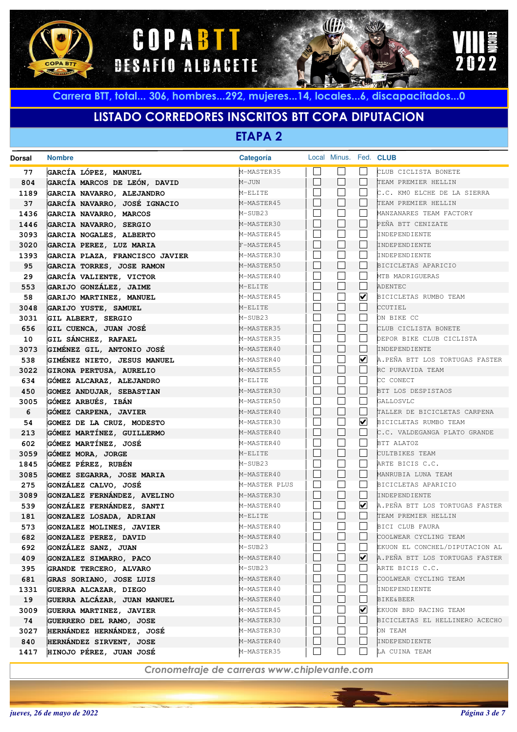# COPA BTT DESAFÍO ALBACETE

VIII EDICIÓN 2022

**Carrera BTT, total... 306, hombres...292, mujeres...14, locales...6, discapacitados...0**

## LISTADO CORREDORES INSCRITOS BTT COPA DIPUTACION

### ETAPA 2

| Dorsal | Nombre | Categoría | Local | Minus. | Fed. | CLUB |
|---|---|---|---|---|---|---|
| 77 | GARCÍA LÓPEZ, MANUEL | M-MASTER35 | ☐ | ☐ | ☐ | CLUB CICLISTA BONETE |
| 804 | GARCÍA MARCOS DE LEÓN, DAVID | M-JUN | ☐ | ☐ | ☐ | TEAM PREMIER HELLIN |
| 1189 | GARCIA NAVARRO, ALEJANDRO | M-ELITE | ☐ | ☐ | ☐ | C.C. KM0 ELCHE DE LA SIERRA |
| 37 | GARCÍA NAVARRO, JOSÉ IGNACIO | M-MASTER45 | ☐ | ☐ | ☐ | TEAM PREMIER HELLIN |
| 1436 | GARCIA NAVARRO, MARCOS | M-SUB23 | ☐ | ☐ | ☐ | MANZANARES TEAM FACTORY |
| 1446 | GARCIA NAVARRO, SERGIO | M-MASTER30 | ☐ | ☐ | ☐ | PEÑA BTT CENIZATE |
| 3093 | GARCIA NOGALES, ALBERTO | M-MASTER45 | ☐ | ☐ | ☐ | INDEPENDIENTE |
| 3020 | GARCIA PEREZ, LUZ MARIA | F-MASTER45 | ☐ | ☐ | ☐ | INDEPENDIENTE |
| 1393 | GARCIA PLAZA, FRANCISCO JAVIER | M-MASTER30 | ☐ | ☐ | ☐ | INDEPENDIENTE |
| 95 | GARCIA TORRES, JOSE RAMON | M-MASTER50 | ☐ | ☐ | ☐ | BICICLETAS APARICIO |
| 29 | GARCÍA VALIENTE, VICTOR | M-MASTER40 | ☐ | ☐ | ☐ | MTB MADRIGUERAS |
| 553 | GARIJO GONZÁLEZ, JAIME | M-ELITE | ☐ | ☐ | ☐ | ADENTEC |
| 58 | GARIJO MARTINEZ, MANUEL | M-MASTER45 | ☐ | ☐ | ☑ | BICICLETAS RUMBO TEAM |
| 3048 | GARIJO YUSTE, SAMUEL | M-ELITE | ☐ | ☐ | ☐ | CCUTIEL |
| 3031 | GIL ALBERT, SERGIO | M-SUB23 | ☐ | ☐ | ☐ | ON BIKE CC |
| 656 | GIL CUENCA, JUAN JOSÉ | M-MASTER35 | ☐ | ☐ | ☐ | CLUB CICLISTA BONETE |
| 10 | GIL SÁNCHEZ, RAFAEL | M-MASTER35 | ☐ | ☐ | ☐ | DEPOR BIKE CLUB CICLISTA |
| 3073 | GIMÉNEZ GIL, ANTONIO JOSÉ | M-MASTER40 | ☐ | ☐ | ☐ | INDEPENDIENTE |
| 538 | GIMÉNEZ NIETO, JESUS MANUEL | M-MASTER40 | ☐ | ☐ | ☑ | A.PEÑA BTT LOS TORTUGAS FASTER |
| 3022 | GIRONA PERTUSA, AURELIO | M-MASTER55 | ☐ | ☐ | ☐ | RC PURAVIDA TEAM |
| 634 | GÓMEZ ALCARAZ, ALEJANDRO | M-ELITE | ☐ | ☐ | ☐ | CC CONECT |
| 450 | GOMEZ ANDUJAR, SEBASTIAN | M-MASTER30 | ☐ | ☐ | ☐ | BTT LOS DESPISTAOS |
| 3005 | GÓMEZ ARBUÉS, IBÁN | M-MASTER50 | ☐ | ☐ | ☐ | GALLOSVLC |
| 6 | GÓMEZ CARPENA, JAVIER | M-MASTER40 | ☐ | ☐ | ☐ | TALLER DE BICICLETAS CARPENA |
| 54 | GOMEZ DE LA CRUZ, MODESTO | M-MASTER30 | ☐ | ☐ | ☑ | BICICLETAS RUMBO TEAM |
| 213 | GÓMEZ MARTÍNEZ, GUILLERMO | M-MASTER40 | ☐ | ☐ | ☐ | C.C. VALDEGANGA PLATO GRANDE |
| 602 | GÓMEZ MARTÍNEZ, JOSÉ | M-MASTER40 | ☐ | ☐ | ☐ | BTT ALATOZ |
| 3059 | GÓMEZ MORA, JORGE | M-ELITE | ☐ | ☐ | ☐ | CULTBIKES TEAM |
| 1845 | GÓMEZ PÉREZ, RUBÉN | M-SUB23 | ☐ | ☐ | ☐ | ARTE BICIS C.C. |
| 3085 | GOMEZ SEGARRA, JOSE MARIA | M-MASTER40 | ☐ | ☐ | ☐ | MANRUBIA LUNA TEAM |
| 275 | GONZÁLEZ CALVO, JOSÉ | M-MASTER PLUS | ☐ | ☐ | ☐ | BICICLETAS APARICIO |
| 3089 | GONZALEZ FERNÁNDEZ, AVELINO | M-MASTER30 | ☐ | ☐ | ☐ | INDEPENDIENTE |
| 539 | GONZÁLEZ FERNÁNDEZ, SANTI | M-MASTER40 | ☐ | ☐ | ☑ | A.PEÑA BTT LOS TORTUGAS FASTER |
| 181 | GONZALEZ LOSADA, ADRIAN | M-ELITE | ☐ | ☐ | ☐ | TEAM PREMIER HELLIN |
| 573 | GONZALEZ MOLINES, JAVIER | M-MASTER40 | ☐ | ☐ | ☐ | BICI CLUB FAURA |
| 682 | GONZALEZ PEREZ, DAVID | M-MASTER40 | ☐ | ☐ | ☐ | COOLWEAR CYCLING TEAM |
| 692 | GONZÁLEZ SANZ, JUAN | M-SUB23 | ☐ | ☐ | ☐ | EKUON EL CONCHEL/DIPUTACION AL |
| 409 | GONZALEZ SIMARRO, PACO | M-MASTER40 | ☐ | ☐ | ☑ | A.PEÑA BTT LOS TORTUGAS FASTER |
| 395 | GRANDE TERCERO, ALVARO | M-SUB23 | ☐ | ☐ | ☐ | ARTE BICIS C.C. |
| 681 | GRAS SORIANO, JOSE LUIS | M-MASTER40 | ☐ | ☐ | ☐ | COOLWEAR CYCLING TEAM |
| 1331 | GUERRA ALCAZAR, DIEGO | M-MASTER40 | ☐ | ☐ | ☐ | INDEPENDIENTE |
| 19 | GUERRA ALCÁZAR, JUAN MANUEL | M-MASTER40 | ☐ | ☐ | ☐ | BIKE&BEER |
| 3009 | GUERRA MARTINEZ, JAVIER | M-MASTER45 | ☐ | ☐ | ☑ | EKUON BRD RACING TEAM |
| 74 | GUERRERO DEL RAMO, JOSE | M-MASTER30 | ☐ | ☐ | ☐ | BICICLETAS EL HELLINERO ACECHO |
| 3027 | HERNÁNDEZ HERNÁNDEZ, JOSÉ | M-MASTER30 | ☐ | ☐ | ☐ | ON TEAM |
| 840 | HERNÁNDEZ SIRVENT, JOSE | M-MASTER40 | ☐ | ☐ | ☐ | INDEPENDIENTE |
| 1417 | HINOJO PÉREZ, JUAN JOSÉ | M-MASTER35 | ☐ | ☐ | ☐ | LA CUINA TEAM |

*Cronometraje de carreras www.chiplevante.com*

*jueves, 26 de mayo de 2022*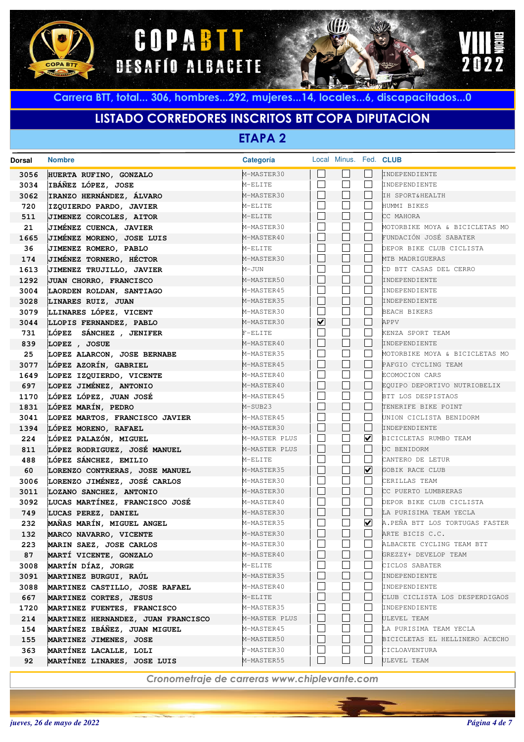# COPA BTT DESAFÍO ALBACETE

VIII EDICIÓN 2022

**Carrera BTT, total... 306, hombres...292, mujeres...14, locales...6, discapacitados...0**

## LISTADO CORREDORES INSCRITOS BTT COPA DIPUTACION

### ETAPA 2

| Dorsal | Nombre | Categoría | Local | Minus. | Fed. | CLUB |
|---|---|---|---|---|---|---|
| 3056 | HUERTA RUFINO, GONZALO | M-MASTER30 | ☐ | ☐ | ☐ | INDEPENDIENTE |
| 3034 | IBÁÑEZ LÓPEZ, JOSE | M-ELITE | ☐ | ☐ | ☐ | INDEPENDIENTE |
| 3062 | IRANZO HERNÁNDEZ, ÁLVARO | M-MASTER30 | ☐ | ☐ | ☐ | IH SPORT&HEALTH |
| 720 | IZQUIERDO PARDO, JAVIER | M-ELITE | ☐ | ☐ | ☐ | HUMMI BIKES |
| 511 | JIMENEZ CORCOLES, AITOR | M-ELITE | ☐ | ☐ | ☐ | CC MAHORA |
| 21 | JIMÉNEZ CUENCA, JAVIER | M-MASTER30 | ☐ | ☐ | ☐ | MOTORBIKE MOYA & BICICLETAS MO |
| 1665 | JIMÉNEZ MORENO, JOSE LUIS | M-MASTER40 | ☐ | ☐ | ☐ | FUNDACIÓN JOSÉ SABATER |
| 36 | JIMENEZ ROMERO, PABLO | M-ELITE | ☐ | ☐ | ☐ | DEPOR BIKE CLUB CICLISTA |
| 174 | JIMÉNEZ TORNERO, HÉCTOR | M-MASTER30 | ☐ | ☐ | ☐ | MTB MADRIGUERAS |
| 1613 | JIMENEZ TRUJILLO, JAVIER | M-JUN | ☐ | ☐ | ☐ | CD BTT CASAS DEL CERRO |
| 1292 | JUAN CHORRO, FRANCISCO | M-MASTER50 | ☐ | ☐ | ☐ | INDEPENDIENTE |
| 3004 | LAORDEN ROLDAN, SANTIAGO | M-MASTER45 | ☐ | ☐ | ☐ | INDEPENDIENTE |
| 3028 | LINARES RUIZ, JUAN | M-MASTER35 | ☐ | ☐ | ☐ | INDEPENDIENTE |
| 3079 | LLINARES LÓPEZ, VICENT | M-MASTER30 | ☐ | ☐ | ☐ | BEACH BIKERS |
| 3044 | LLOPIS FERNANDEZ, PABLO | M-MASTER30 | ☑ | ☐ | ☐ | APPV |
| 731 | LÓPEZ SÁNCHEZ , JENIFER | F-ELITE | ☐ | ☐ | ☐ | KENZA SPORT TEAM |
| 839 | LOPEZ , JOSUE | M-MASTER40 | ☐ | ☐ | ☐ | INDEPENDIENTE |
| 25 | LOPEZ ALARCON, JOSE BERNABE | M-MASTER35 | ☐ | ☐ | ☐ | MOTORBIKE MOYA & BICICLETAS MO |
| 3077 | LÓPEZ AZORÍN, GABRIEL | M-MASTER45 | ☐ | ☐ | ☐ | PAFGIO CYCLING TEAM |
| 1649 | LOPEZ IZQUIERDO, VICENTE | M-MASTER40 | ☐ | ☐ | ☐ | ECOMOCION CARS |
| 697 | LOPEZ JIMÉNEZ, ANTONIO | M-MASTER40 | ☐ | ☐ | ☐ | EQUIPO DEPORTIVO NUTRIOBELIX |
| 1170 | LÓPEZ LÓPEZ, JUAN JOSÉ | M-MASTER45 | ☐ | ☐ | ☐ | BTT LOS DESPISTAOS |
| 1831 | LÓPEZ MARÍN, PEDRO | M-SUB23 | ☐ | ☐ | ☐ | TENERIFE BIKE POINT |
| 3041 | LOPEZ MARTOS, FRANCISCO JAVIER | M-MASTER45 | ☐ | ☐ | ☐ | UNION CICLISTA BENIDORM |
| 1394 | LÓPEZ MORENO, RAFAEL | M-MASTER30 | ☐ | ☐ | ☐ | INDEPENDIENTE |
| 224 | LÓPEZ PALAZÓN, MIGUEL | M-MASTER PLUS | ☐ | ☐ | ☑ | BICICLETAS RUMBO TEAM |
| 811 | LÓPEZ RODRIGUEZ, JOSÉ MANUEL | M-MASTER PLUS | ☐ | ☐ | ☐ | UC BENIDORM |
| 488 | LÓPEZ SÁNCHEZ, EMILIO | M-ELITE | ☐ | ☐ | ☐ | CANTERO DE LETUR |
| 60 | LORENZO CONTRERAS, JOSE MANUEL | M-MASTER35 | ☐ | ☐ | ☑ | GOBIK RACE CLUB |
| 3006 | LORENZO JIMÉNEZ, JOSÉ CARLOS | M-MASTER30 | ☐ | ☐ | ☐ | CERILLAS TEAM |
| 3011 | LOZANO SANCHEZ, ANTONIO | M-MASTER30 | ☐ | ☐ | ☐ | CC PUERTO LUMBRERAS |
| 3092 | LUCAS MARTÍNEZ, FRANCISCO JOSÉ | M-MASTER40 | ☐ | ☐ | ☐ | DEPOR BIKE CLUB CICLISTA |
| 749 | LUCAS PEREZ, DANIEL | M-MASTER30 | ☐ | ☐ | ☐ | LA PURISIMA TEAM YECLA |
| 232 | MAÑAS MARÍN, MIGUEL ANGEL | M-MASTER35 | ☐ | ☐ | ☑ | A.PEÑA BTT LOS TORTUGAS FASTER |
| 132 | MARCO NAVARRO, VICENTE | M-MASTER30 | ☐ | ☐ | ☐ | ARTE BICIS C.C. |
| 223 | MARIN SAEZ, JOSE CARLOS | M-MASTER30 | ☐ | ☐ | ☐ | ALBACETE CYCLING TEAM BTT |
| 87 | MARTÍ VICENTE, GONZALO | M-MASTER40 | ☐ | ☐ | ☐ | GREZZY+ DEVELOP TEAM |
| 3008 | MARTÍN DÍAZ, JORGE | M-ELITE | ☐ | ☐ | ☐ | CICLOS SABATER |
| 3091 | MARTINEZ BURGUI, RAÚL | M-MASTER35 | ☐ | ☐ | ☐ | INDEPENDIENTE |
| 3088 | MARTINEZ CASTILLO, JOSE RAFAEL | M-MASTER40 | ☐ | ☐ | ☐ | INDEPENDIENTE |
| 667 | MARTINEZ CORTES, JESUS | M-ELITE | ☐ | ☐ | ☐ | CLUB CICLISTA LOS DESPERDIGAOS |
| 1720 | MARTINEZ FUENTES, FRANCISCO | M-MASTER35 | ☐ | ☐ | ☐ | INDEPENDIENTE |
| 214 | MARTINEZ HERNANDEZ, JUAN FRANCISCO | M-MASTER PLUS | ☐ | ☐ | ☐ | ULEVEL TEAM |
| 154 | MARTÍNEZ IBÁÑEZ, JUAN MIGUEL | M-MASTER45 | ☐ | ☐ | ☐ | LA PURISIMA TEAM YECLA |
| 155 | MARTINEZ JIMENES, JOSE | M-MASTER50 | ☐ | ☐ | ☐ | BICICLETAS EL HELLINERO ACECHO |
| 363 | MARTÍNEZ LACALLE, LOLI | F-MASTER30 | ☐ | ☐ | ☐ | CICLOAVENTURA |
| 92 | MARTÍNEZ LINARES, JOSE LUIS | M-MASTER55 | ☐ | ☐ | ☐ | ULEVEL TEAM |

*Cronometraje de carreras www.chiplevante.com*

*jueves, 26 de mayo de 2022*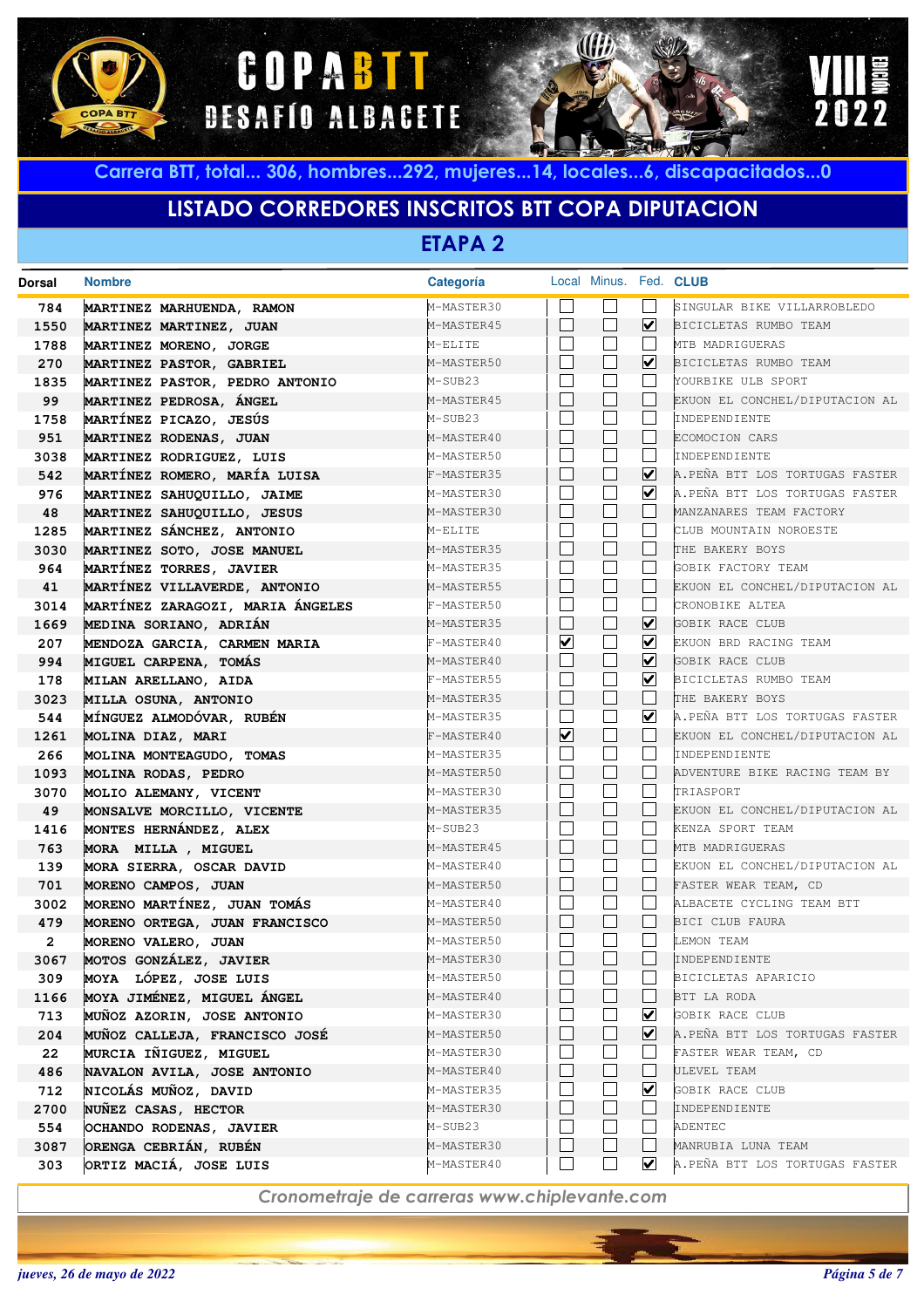# COPA BTT DESAFÍO ALBACETE

VIII EDICIÓN 2022

Carrera BTT, total... 306, hombres...292, mujeres...14, locales...6, discapacitados...0

## LISTADO CORREDORES INSCRITOS BTT COPA DIPUTACION

### ETAPA 2

| Dorsal | Nombre | Categoría | Local | Minus. | Fed. | CLUB |
|---|---|---|---|---|---|---|
| 784 | MARTINEZ MARHUENDA, RAMON | M-MASTER30 | ☐ | ☐ | ☐ | SINGULAR BIKE VILLARROBLEDO |
| 1550 | MARTINEZ MARTINEZ, JUAN | M-MASTER45 | ☐ | ☐ | ☑ | BICICLETAS RUMBO TEAM |
| 1788 | MARTINEZ MORENO, JORGE | M-ELITE | ☐ | ☐ | ☐ | MTB MADRIGUERAS |
| 270 | MARTINEZ PASTOR, GABRIEL | M-MASTER50 | ☐ | ☐ | ☑ | BICICLETAS RUMBO TEAM |
| 1835 | MARTINEZ PASTOR, PEDRO ANTONIO | M-SUB23 | ☐ | ☐ | ☐ | YOURBIKE ULB SPORT |
| 99 | MARTINEZ PEDROSA, ÁNGEL | M-MASTER45 | ☐ | ☐ | ☐ | EKUON EL CONCHEL/DIPUTACION AL |
| 1758 | MARTÍNEZ PICAZO, JESÚS | M-SUB23 | ☐ | ☐ | ☐ | INDEPENDIENTE |
| 951 | MARTINEZ RODENAS, JUAN | M-MASTER40 | ☐ | ☐ | ☐ | ECOMOCION CARS |
| 3038 | MARTINEZ RODRIGUEZ, LUIS | M-MASTER50 | ☐ | ☐ | ☐ | INDEPENDIENTE |
| 542 | MARTÍNEZ ROMERO, MARÍA LUISA | F-MASTER35 | ☐ | ☐ | ☑ | A.PEÑA BTT LOS TORTUGAS FASTER |
| 976 | MARTINEZ SAHUQUILLO, JAIME | M-MASTER30 | ☐ | ☐ | ☑ | A.PEÑA BTT LOS TORTUGAS FASTER |
| 48 | MARTINEZ SAHUQUILLO, JESUS | M-MASTER30 | ☐ | ☐ | ☐ | MANZANARES TEAM FACTORY |
| 1285 | MARTINEZ SÁNCHEZ, ANTONIO | M-ELITE | ☐ | ☐ | ☐ | CLUB MOUNTAIN NOROESTE |
| 3030 | MARTINEZ SOTO, JOSE MANUEL | M-MASTER35 | ☐ | ☐ | ☐ | THE BAKERY BOYS |
| 964 | MARTÍNEZ TORRES, JAVIER | M-MASTER35 | ☐ | ☐ | ☐ | GOBIK FACTORY TEAM |
| 41 | MARTÍNEZ VILLAVERDE, ANTONIO | M-MASTER55 | ☐ | ☐ | ☐ | EKUON EL CONCHEL/DIPUTACION AL |
| 3014 | MARTÍNEZ ZARAGOZI, MARIA ÁNGELES | F-MASTER50 | ☐ | ☐ | ☐ | CRONOBIKE ALTEA |
| 1669 | MEDINA SORIANO, ADRIÁN | M-MASTER35 | ☐ | ☐ | ☑ | GOBIK RACE CLUB |
| 207 | MENDOZA GARCIA, CARMEN MARIA | F-MASTER40 | ☑ | ☐ | ☑ | EKUON BRD RACING TEAM |
| 994 | MIGUEL CARPENA, TOMÁS | M-MASTER40 | ☐ | ☐ | ☑ | GOBIK RACE CLUB |
| 178 | MILAN ARELLANO, AIDA | F-MASTER55 | ☐ | ☐ | ☑ | BICICLETAS RUMBO TEAM |
| 3023 | MILLA OSUNA, ANTONIO | M-MASTER35 | ☐ | ☐ | ☐ | THE BAKERY BOYS |
| 544 | MÍNGUEZ ALMODÓVAR, RUBÉN | M-MASTER35 | ☐ | ☐ | ☑ | A.PEÑA BTT LOS TORTUGAS FASTER |
| 1261 | MOLINA DIAZ, MARI | F-MASTER40 | ☑ | ☐ | ☐ | EKUON EL CONCHEL/DIPUTACION AL |
| 266 | MOLINA MONTEAGUDO, TOMAS | M-MASTER35 | ☐ | ☐ | ☐ | INDEPENDIENTE |
| 1093 | MOLINA RODAS, PEDRO | M-MASTER50 | ☐ | ☐ | ☐ | ADVENTURE BIKE RACING TEAM BY |
| 3070 | MOLIO ALEMANY, VICENT | M-MASTER30 | ☐ | ☐ | ☐ | TRIASPORT |
| 49 | MONSALVE MORCILLO, VICENTE | M-MASTER35 | ☐ | ☐ | ☐ | EKUON EL CONCHEL/DIPUTACION AL |
| 1416 | MONTES HERNÁNDEZ, ALEX | M-SUB23 | ☐ | ☐ | ☐ | KENZA SPORT TEAM |
| 763 | MORA MILLA , MIGUEL | M-MASTER45 | ☐ | ☐ | ☐ | MTB MADRIGUERAS |
| 139 | MORA SIERRA, OSCAR DAVID | M-MASTER40 | ☐ | ☐ | ☐ | EKUON EL CONCHEL/DIPUTACION AL |
| 701 | MORENO CAMPOS, JUAN | M-MASTER50 | ☐ | ☐ | ☐ | FASTER WEAR TEAM, CD |
| 3002 | MORENO MARTÍNEZ, JUAN TOMÁS | M-MASTER40 | ☐ | ☐ | ☐ | ALBACETE CYCLING TEAM BTT |
| 479 | MORENO ORTEGA, JUAN FRANCISCO | M-MASTER50 | ☐ | ☐ | ☐ | BICI CLUB FAURA |
| 2 | MORENO VALERO, JUAN | M-MASTER50 | ☐ | ☐ | ☐ | LEMON TEAM |
| 3067 | MOTOS GONZÁLEZ, JAVIER | M-MASTER30 | ☐ | ☐ | ☐ | INDEPENDIENTE |
| 309 | MOYA LÓPEZ, JOSE LUIS | M-MASTER50 | ☐ | ☐ | ☐ | BICICLETAS APARICIO |
| 1166 | MOYA JIMÉNEZ, MIGUEL ÁNGEL | M-MASTER40 | ☐ | ☐ | ☐ | BTT LA RODA |
| 713 | MUÑOZ AZORIN, JOSE ANTONIO | M-MASTER30 | ☐ | ☐ | ☑ | GOBIK RACE CLUB |
| 204 | MUÑOZ CALLEJA, FRANCISCO JOSÉ | M-MASTER50 | ☐ | ☐ | ☑ | A.PEÑA BTT LOS TORTUGAS FASTER |
| 22 | MURCIA IÑIGUEZ, MIGUEL | M-MASTER30 | ☐ | ☐ | ☐ | FASTER WEAR TEAM, CD |
| 486 | NAVALON AVILA, JOSE ANTONIO | M-MASTER40 | ☐ | ☐ | ☐ | ULEVEL TEAM |
| 712 | NICOLÁS MUÑOZ, DAVID | M-MASTER35 | ☐ | ☐ | ☑ | GOBIK RACE CLUB |
| 2700 | NUÑEZ CASAS, HECTOR | M-MASTER30 | ☐ | ☐ | ☐ | INDEPENDIENTE |
| 554 | OCHANDO RODENAS, JAVIER | M-SUB23 | ☐ | ☐ | ☐ | ADENTEC |
| 3087 | ORENGA CEBRIÁN, RUBÉN | M-MASTER30 | ☐ | ☐ | ☐ | MANRUBIA LUNA TEAM |
| 303 | ORTIZ MACIÁ, JOSE LUIS | M-MASTER40 | ☐ | ☐ | ☑ | A.PEÑA BTT LOS TORTUGAS FASTER |

*Cronometraje de carreras www.chiplevante.com*

*jueves, 26 de mayo de 2022*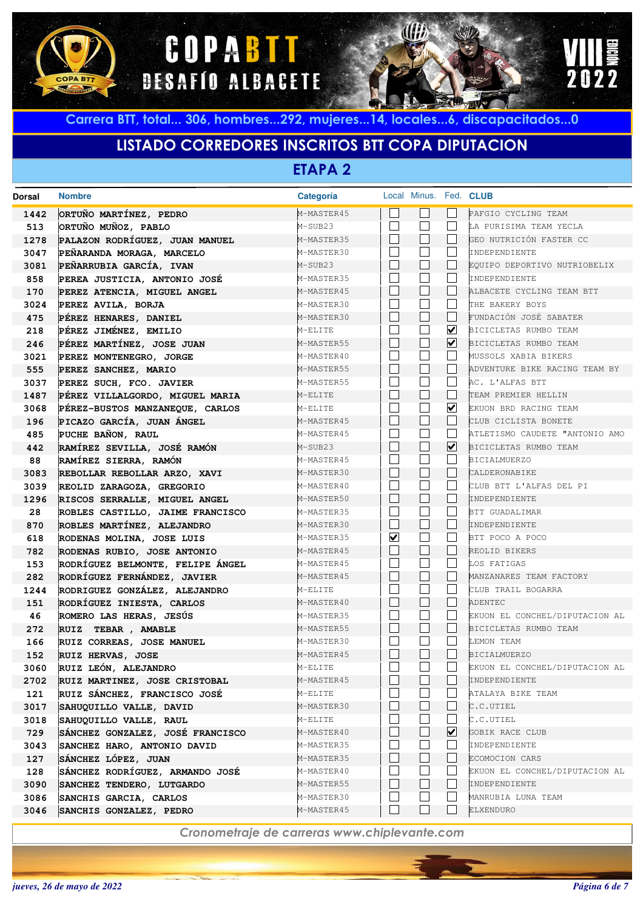# COPA BTT DESAFÍO ALBACETE

VIII EDICIÓN 2022

**Carrera BTT, total... 306, hombres...292, mujeres...14, locales...6, discapacitados...0**

## LISTADO CORREDORES INSCRITOS BTT COPA DIPUTACION

### ETAPA 2

| Dorsal | Nombre | Categoría | Local | Minus. | Fed. | CLUB |
|---|---|---|---|---|---|---|
| 1442 | ORTUÑO MARTÍNEZ, PEDRO | M-MASTER45 | ☐ | ☐ | ☐ | PAFGIO CYCLING TEAM |
| 513 | ORTUÑO MUÑOZ, PABLO | M-SUB23 | ☐ | ☐ | ☐ | LA PURISIMA TEAM YECLA |
| 1278 | PALAZON RODRÍGUEZ, JUAN MANUEL | M-MASTER35 | ☐ | ☐ | ☐ | GEO NUTRICIÓN FASTER CC |
| 3047 | PEÑARANDA MORAGA, MARCELO | M-MASTER30 | ☐ | ☐ | ☐ | INDEPENDIENTE |
| 3081 | PEÑARRUBIA GARCÍA, IVAN | M-SUB23 | ☐ | ☐ | ☐ | EQUIPO DEPORTIVO NUTRIOBELIX |
| 858 | PEREA JUSTICIA, ANTONIO JOSÉ | M-MASTER35 | ☐ | ☐ | ☐ | INDEPENDIENTE |
| 170 | PEREZ ATENCIA, MIGUEL ANGEL | M-MASTER45 | ☐ | ☐ | ☐ | ALBACETE CYCLING TEAM BTT |
| 3024 | PEREZ AVILA, BORJA | M-MASTER30 | ☐ | ☐ | ☐ | THE BAKERY BOYS |
| 475 | PÉREZ HENARES, DANIEL | M-MASTER30 | ☐ | ☐ | ☐ | FUNDACIÓN JOSÉ SABATER |
| 218 | PÉREZ JIMÉNEZ, EMILIO | M-ELITE | ☐ | ☐ | ☑ | BICICLETAS RUMBO TEAM |
| 246 | PÉREZ MARTÍNEZ, JOSE JUAN | M-MASTER55 | ☐ | ☐ | ☑ | BICICLETAS RUMBO TEAM |
| 3021 | PEREZ MONTENEGRO, JORGE | M-MASTER40 | ☐ | ☐ | ☐ | MUSSOLS XABIA BIKERS |
| 555 | PEREZ SANCHEZ, MARIO | M-MASTER55 | ☐ | ☐ | ☐ | ADVENTURE BIKE RACING TEAM BY |
| 3037 | PEREZ SUCH, FCO. JAVIER | M-MASTER55 | ☐ | ☐ | ☐ | AC. L'ALFAS BTT |
| 1487 | PÉREZ VILLALGORDO, MIGUEL MARIA | M-ELITE | ☐ | ☐ | ☐ | TEAM PREMIER HELLIN |
| 3068 | PÉREZ-BUSTOS MANZANEQUE, CARLOS | M-ELITE | ☐ | ☐ | ☑ | EKUON BRD RACING TEAM |
| 196 | PICAZO GARCÍA, JUAN ÁNGEL | M-MASTER45 | ☐ | ☐ | ☐ | CLUB CICLISTA BONETE |
| 485 | PUCHE BAÑON, RAUL | M-MASTER45 | ☐ | ☐ | ☐ | ATLETISMO CAUDETE "ANTONIO AMO |
| 442 | RAMÍREZ SEVILLA, JOSÉ RAMÓN | M-SUB23 | ☐ | ☐ | ☑ | BICICLETAS RUMBO TEAM |
| 88 | RAMÍREZ SIERRA, RAMÓN | M-MASTER45 | ☐ | ☐ | ☐ | BICIALMUERZO |
| 3083 | REBOLLAR REBOLLAR ARZO, XAVI | M-MASTER30 | ☐ | ☐ | ☐ | CALDERONABIKE |
| 3039 | REOLID ZARAGOZA, GREGORIO | M-MASTER40 | ☐ | ☐ | ☐ | CLUB BTT L'ALFAS DEL PI |
| 1296 | RISCOS SERRALLE, MIGUEL ANGEL | M-MASTER50 | ☐ | ☐ | ☐ | INDEPENDIENTE |
| 28 | ROBLES CASTILLO, JAIME FRANCISCO | M-MASTER35 | ☐ | ☐ | ☐ | BTT GUADALIMAR |
| 870 | ROBLES MARTÍNEZ, ALEJANDRO | M-MASTER30 | ☐ | ☐ | ☐ | INDEPENDIENTE |
| 618 | RODENAS MOLINA, JOSE LUIS | M-MASTER35 | ☑ | ☐ | ☐ | BTT POCO A POCO |
| 782 | RODENAS RUBIO, JOSE ANTONIO | M-MASTER45 | ☐ | ☐ | ☐ | REOLID BIKERS |
| 153 | RODRÍGUEZ BELMONTE, FELIPE ÁNGEL | M-MASTER45 | ☐ | ☐ | ☐ | LOS FATIGAS |
| 282 | RODRÍGUEZ FERNÁNDEZ, JAVIER | M-MASTER45 | ☐ | ☐ | ☐ | MANZANARES TEAM FACTORY |
| 1244 | RODRIGUEZ GONZÁLEZ, ALEJANDRO | M-ELITE | ☐ | ☐ | ☐ | CLUB TRAIL BOGARRA |
| 151 | RODRÍGUEZ INIESTA, CARLOS | M-MASTER40 | ☐ | ☐ | ☐ | ADENTEC |
| 46 | ROMERO LAS HERAS, JESÚS | M-MASTER35 | ☐ | ☐ | ☐ | EKUON EL CONCHEL/DIPUTACION AL |
| 272 | RUIZ TEBAR , AMABLE | M-MASTER55 | ☐ | ☐ | ☐ | BICICLETAS RUMBO TEAM |
| 166 | RUIZ CORREAS, JOSE MANUEL | M-MASTER30 | ☐ | ☐ | ☐ | LEMON TEAM |
| 152 | RUIZ HERVAS, JOSE | M-MASTER45 | ☐ | ☐ | ☐ | BICIALMUERZO |
| 3060 | RUIZ LEÓN, ALEJANDRO | M-ELITE | ☐ | ☐ | ☐ | EKUON EL CONCHEL/DIPUTACION AL |
| 2702 | RUIZ MARTINEZ, JOSE CRISTOBAL | M-MASTER45 | ☐ | ☐ | ☐ | INDEPENDIENTE |
| 121 | RUIZ SÁNCHEZ, FRANCISCO JOSÉ | M-ELITE | ☐ | ☐ | ☐ | ATALAYA BIKE TEAM |
| 3017 | SAHUQUILLO VALLE, DAVID | M-MASTER30 | ☐ | ☐ | ☐ | C.C.UTIEL |
| 3018 | SAHUQUILLO VALLE, RAUL | M-ELITE | ☐ | ☐ | ☐ | C.C.UTIEL |
| 729 | SÁNCHEZ GONZALEZ, JOSÉ FRANCISCO | M-MASTER40 | ☐ | ☐ | ☑ | GOBIK RACE CLUB |
| 3043 | SANCHEZ HARO, ANTONIO DAVID | M-MASTER35 | ☐ | ☐ | ☐ | INDEPENDIENTE |
| 127 | SÁNCHEZ LÓPEZ, JUAN | M-MASTER35 | ☐ | ☐ | ☐ | ECOMOCION CARS |
| 128 | SÁNCHEZ RODRÍGUEZ, ARMANDO JOSÉ | M-MASTER40 | ☐ | ☐ | ☐ | EKUON EL CONCHEL/DIPUTACION AL |
| 3090 | SANCHEZ TENDERO, LUTGARDO | M-MASTER55 | ☐ | ☐ | ☐ | INDEPENDIENTE |
| 3086 | SANCHIS GARCIA, CARLOS | M-MASTER30 | ☐ | ☐ | ☐ | MANRUBIA LUNA TEAM |
| 3046 | SANCHIS GONZALEZ, PEDRO | M-MASTER45 | ☐ | ☐ | ☐ | ELXENDURO |

*Cronometraje de carreras www.chiplevante.com*

*jueves, 26 de mayo de 2022*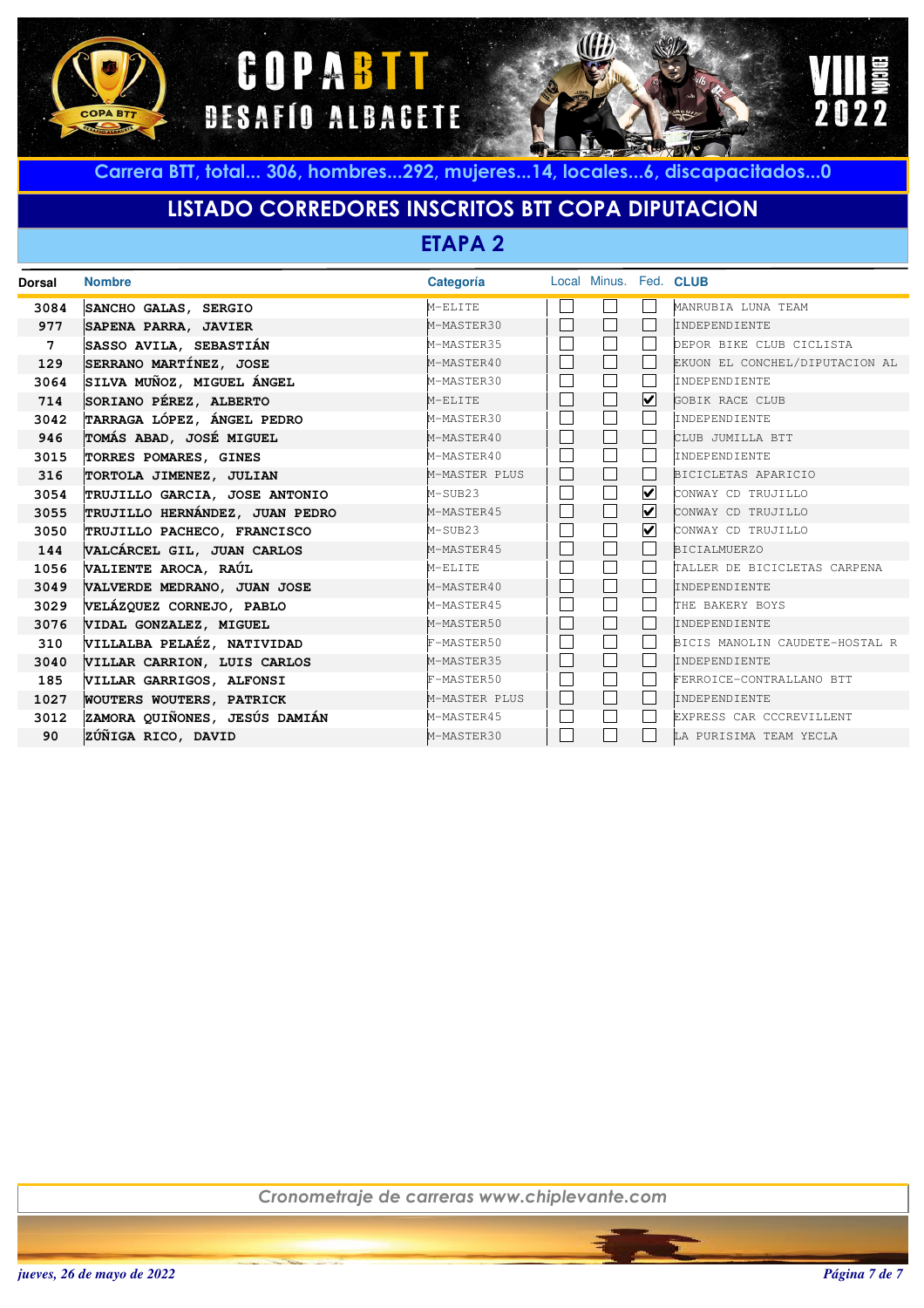# COPA BTT DESAFÍO ALBACETE

VIII EDICIÓN 2022

**Carrera BTT, total... 306, hombres...292, mujeres...14, locales...6, discapacitados...0**

## LISTADO CORREDORES INSCRITOS BTT COPA DIPUTACION

### ETAPA 2

| Dorsal | Nombre | Categoría | Local | Minus. | Fed. | CLUB |
|---|---|---|---|---|---|---|
| 3084 | SANCHO GALAS, SERGIO | M-ELITE | ☐ | ☐ | ☐ | MANRUBIA LUNA TEAM |
| 977 | SAPENA PARRA, JAVIER | M-MASTER30 | ☐ | ☐ | ☐ | INDEPENDIENTE |
| 7 | SASSO AVILA, SEBASTIÁN | M-MASTER35 | ☐ | ☐ | ☐ | DEPOR BIKE CLUB CICLISTA |
| 129 | SERRANO MARTÍNEZ, JOSE | M-MASTER40 | ☐ | ☐ | ☐ | EKUON EL CONCHEL/DIPUTACION AL |
| 3064 | SILVA MUÑOZ, MIGUEL ÁNGEL | M-MASTER30 | ☐ | ☐ | ☐ | INDEPENDIENTE |
| 714 | SORIANO PÉREZ, ALBERTO | M-ELITE | ☐ | ☐ | ☑ | GOBIK RACE CLUB |
| 3042 | TARRAGA LÓPEZ, ÁNGEL PEDRO | M-MASTER30 | ☐ | ☐ | ☐ | INDEPENDIENTE |
| 946 | TOMÁS ABAD, JOSÉ MIGUEL | M-MASTER40 | ☐ | ☐ | ☐ | CLUB JUMILLA BTT |
| 3015 | TORRES POMARES, GINES | M-MASTER40 | ☐ | ☐ | ☐ | INDEPENDIENTE |
| 316 | TORTOLA JIMENEZ, JULIAN | M-MASTER PLUS | ☐ | ☐ | ☐ | BICICLETAS APARICIO |
| 3054 | TRUJILLO GARCIA, JOSE ANTONIO | M-SUB23 | ☐ | ☐ | ☑ | CONWAY CD TRUJILLO |
| 3055 | TRUJILLO HERNÁNDEZ, JUAN PEDRO | M-MASTER45 | ☐ | ☐ | ☑ | CONWAY CD TRUJILLO |
| 3050 | TRUJILLO PACHECO, FRANCISCO | M-SUB23 | ☐ | ☐ | ☑ | CONWAY CD TRUJILLO |
| 144 | VALCÁRCEL GIL, JUAN CARLOS | M-MASTER45 | ☐ | ☐ | ☐ | BICIALMUERZO |
| 1056 | VALIENTE AROCA, RAÚL | M-ELITE | ☐ | ☐ | ☐ | TALLER DE BICICLETAS CARPENA |
| 3049 | VALVERDE MEDRANO, JUAN JOSE | M-MASTER40 | ☐ | ☐ | ☐ | INDEPENDIENTE |
| 3029 | VELÁZQUEZ CORNEJO, PABLO | M-MASTER45 | ☐ | ☐ | ☐ | THE BAKERY BOYS |
| 3076 | VIDAL GONZALEZ, MIGUEL | M-MASTER50 | ☐ | ☐ | ☐ | INDEPENDIENTE |
| 310 | VILLALBA PELAÉZ, NATIVIDAD | F-MASTER50 | ☐ | ☐ | ☐ | BICIS MANOLIN CAUDETE-HOSTAL R |
| 3040 | VILLAR CARRION, LUIS CARLOS | M-MASTER35 | ☐ | ☐ | ☐ | INDEPENDIENTE |
| 185 | VILLAR GARRIGOS, ALFONSI | F-MASTER50 | ☐ | ☐ | ☐ | FERROICE-CONTRALLANO BTT |
| 1027 | WOUTERS WOUTERS, PATRICK | M-MASTER PLUS | ☐ | ☐ | ☐ | INDEPENDIENTE |
| 3012 | ZAMORA QUIÑONES, JESÚS DAMIÁN | M-MASTER45 | ☐ | ☐ | ☐ | EXPRESS CAR CCCREVILLENT |
| 90 | ZÚÑIGA RICO, DAVID | M-MASTER30 | ☐ | ☐ | ☐ | LA PURISIMA TEAM YECLA |

*Cronometraje de carreras www.chiplevante.com*

*jueves, 26 de mayo de 2022*